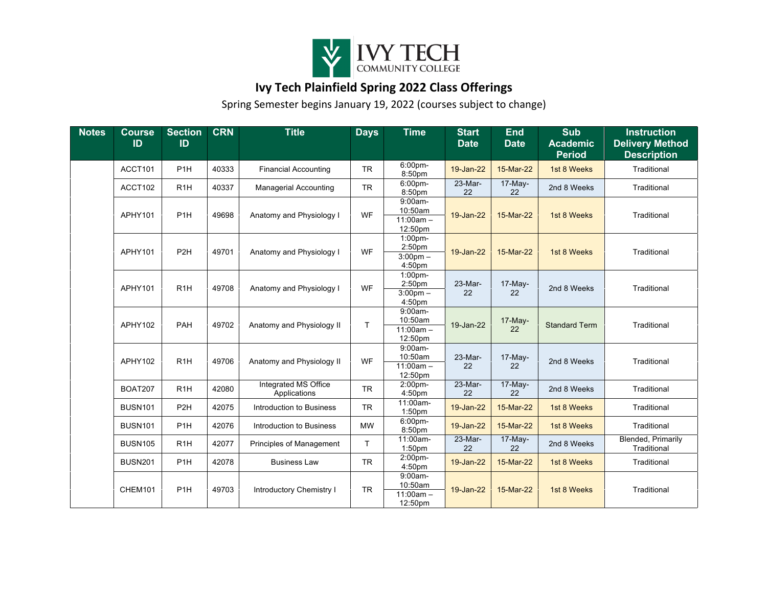# Ivy Tech Plainfield Spring 2022 Class Offerings

Spring Semester begins January 19, 2022 (courses subject to change)

| Notes | Course ID | Section ID | CRN | Title | Days | Time | Start Date | End Date | Sub Academic Period | Instruction Delivery Method Description |
|---|---|---|---|---|---|---|---|---|---|---|
| | ACCT101 | P1H | 40333 | Financial Accounting | TR | 6:00pm-8:50pm | 19-Jan-22 | 15-Mar-22 | 1st 8 Weeks | Traditional |
| | ACCT102 | R1H | 40337 | Managerial Accounting | TR | 6:00pm-8:50pm | 23-Mar-22 | 17-May-22 | 2nd 8 Weeks | Traditional |
| | APHY101 | P1H | 49698 | Anatomy and Physiology I | WF | 9:00am-10:50am<br>11:00am – 12:50pm | 19-Jan-22 | 15-Mar-22 | 1st 8 Weeks | Traditional |
| | APHY101 | P2H | 49701 | Anatomy and Physiology I | WF | 1:00pm-2:50pm<br>3:00pm – 4:50pm | 19-Jan-22 | 15-Mar-22 | 1st 8 Weeks | Traditional |
| | APHY101 | R1H | 49708 | Anatomy and Physiology I | WF | 1:00pm-2:50pm<br>3:00pm – 4:50pm | 23-Mar-22 | 17-May-22 | 2nd 8 Weeks | Traditional |
| | APHY102 | PAH | 49702 | Anatomy and Physiology II | T | 9:00am-10:50am<br>11:00am – 12:50pm | 19-Jan-22 | 17-May-22 | Standard Term | Traditional |
| | APHY102 | R1H | 49706 | Anatomy and Physiology II | WF | 9:00am-10:50am<br>11:00am – 12:50pm | 23-Mar-22 | 17-May-22 | 2nd 8 Weeks | Traditional |
| | BOAT207 | R1H | 42080 | Integrated MS Office Applications | TR | 2:00pm-4:50pm | 23-Mar-22 | 17-May-22 | 2nd 8 Weeks | Traditional |
| | BUSN101 | P2H | 42075 | Introduction to Business | TR | 11:00am-1:50pm | 19-Jan-22 | 15-Mar-22 | 1st 8 Weeks | Traditional |
| | BUSN101 | P1H | 42076 | Introduction to Business | MW | 6:00pm-8:50pm | 19-Jan-22 | 15-Mar-22 | 1st 8 Weeks | Traditional |
| | BUSN105 | R1H | 42077 | Principles of Management | T | 11:00am-1:50pm | 23-Mar-22 | 17-May-22 | 2nd 8 Weeks | Blended, Primarily Traditional |
| | BUSN201 | P1H | 42078 | Business Law | TR | 2:00pm-4:50pm | 19-Jan-22 | 15-Mar-22 | 1st 8 Weeks | Traditional |
| | CHEM101 | P1H | 49703 | Introductory Chemistry I | TR | 9:00am-10:50am<br>11:00am – 12:50pm | 19-Jan-22 | 15-Mar-22 | 1st 8 Weeks | Traditional |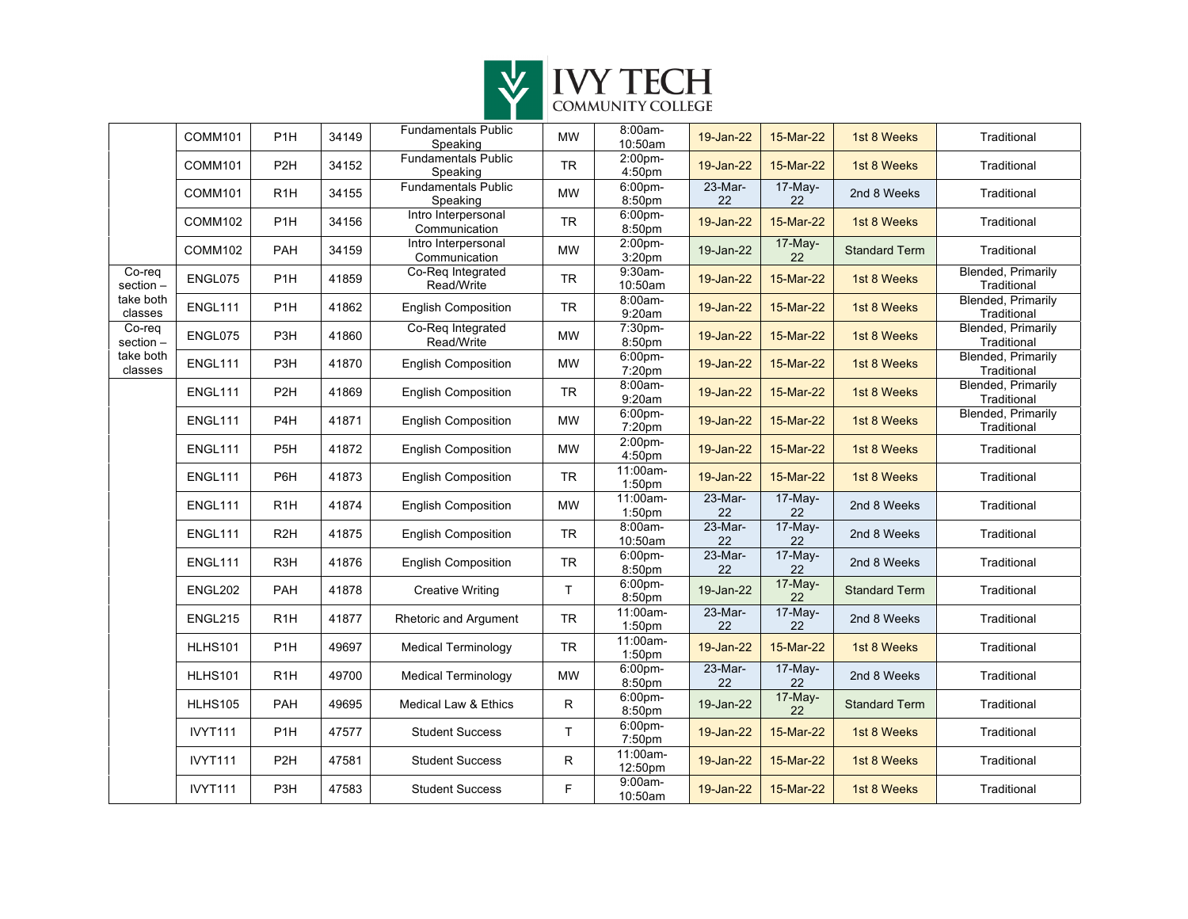| | | | | | | | | | | |
|---|---|---|---|---|---|---|---|---|---|---|
| | COMM101 | P1H | 34149 | Fundamentals Public Speaking | MW | 8:00am-10:50am | 19-Jan-22 | 15-Mar-22 | 1st 8 Weeks | Traditional |
| | COMM101 | P2H | 34152 | Fundamentals Public Speaking | TR | 2:00pm-4:50pm | 19-Jan-22 | 15-Mar-22 | 1st 8 Weeks | Traditional |
| | COMM101 | R1H | 34155 | Fundamentals Public Speaking | MW | 6:00pm-8:50pm | 23-Mar-22 | 17-May-22 | 2nd 8 Weeks | Traditional |
| | COMM102 | P1H | 34156 | Intro Interpersonal Communication | TR | 6:00pm-8:50pm | 19-Jan-22 | 15-Mar-22 | 1st 8 Weeks | Traditional |
| | COMM102 | PAH | 34159 | Intro Interpersonal Communication | MW | 2:00pm-3:20pm | 19-Jan-22 | 17-May-22 | Standard Term | Traditional |
| Co-req section – take both classes | ENGL075 | P1H | 41859 | Co-Req Integrated Read/Write | TR | 9:30am-10:50am | 19-Jan-22 | 15-Mar-22 | 1st 8 Weeks | Blended, Primarily Traditional |
| | ENGL111 | P1H | 41862 | English Composition | TR | 8:00am-9:20am | 19-Jan-22 | 15-Mar-22 | 1st 8 Weeks | Blended, Primarily Traditional |
| Co-req section – take both classes | ENGL075 | P3H | 41860 | Co-Req Integrated Read/Write | MW | 7:30pm-8:50pm | 19-Jan-22 | 15-Mar-22 | 1st 8 Weeks | Blended, Primarily Traditional |
| | ENGL111 | P3H | 41870 | English Composition | MW | 6:00pm-7:20pm | 19-Jan-22 | 15-Mar-22 | 1st 8 Weeks | Blended, Primarily Traditional |
| | ENGL111 | P2H | 41869 | English Composition | TR | 8:00am-9:20am | 19-Jan-22 | 15-Mar-22 | 1st 8 Weeks | Blended, Primarily Traditional |
| | ENGL111 | P4H | 41871 | English Composition | MW | 6:00pm-7:20pm | 19-Jan-22 | 15-Mar-22 | 1st 8 Weeks | Blended, Primarily Traditional |
| | ENGL111 | P5H | 41872 | English Composition | MW | 2:00pm-4:50pm | 19-Jan-22 | 15-Mar-22 | 1st 8 Weeks | Traditional |
| | ENGL111 | P6H | 41873 | English Composition | TR | 11:00am-1:50pm | 19-Jan-22 | 15-Mar-22 | 1st 8 Weeks | Traditional |
| | ENGL111 | R1H | 41874 | English Composition | MW | 11:00am-1:50pm | 23-Mar-22 | 17-May-22 | 2nd 8 Weeks | Traditional |
| | ENGL111 | R2H | 41875 | English Composition | TR | 8:00am-10:50am | 23-Mar-22 | 17-May-22 | 2nd 8 Weeks | Traditional |
| | ENGL111 | R3H | 41876 | English Composition | TR | 6:00pm-8:50pm | 23-Mar-22 | 17-May-22 | 2nd 8 Weeks | Traditional |
| | ENGL202 | PAH | 41878 | Creative Writing | T | 6:00pm-8:50pm | 19-Jan-22 | 17-May-22 | Standard Term | Traditional |
| | ENGL215 | R1H | 41877 | Rhetoric and Argument | TR | 11:00am-1:50pm | 23-Mar-22 | 17-May-22 | 2nd 8 Weeks | Traditional |
| | HLHS101 | P1H | 49697 | Medical Terminology | TR | 11:00am-1:50pm | 19-Jan-22 | 15-Mar-22 | 1st 8 Weeks | Traditional |
| | HLHS101 | R1H | 49700 | Medical Terminology | MW | 6:00pm-8:50pm | 23-Mar-22 | 17-May-22 | 2nd 8 Weeks | Traditional |
| | HLHS105 | PAH | 49695 | Medical Law & Ethics | R | 6:00pm-8:50pm | 19-Jan-22 | 17-May-22 | Standard Term | Traditional |
| | IVYT111 | P1H | 47577 | Student Success | T | 6:00pm-7:50pm | 19-Jan-22 | 15-Mar-22 | 1st 8 Weeks | Traditional |
| | IVYT111 | P2H | 47581 | Student Success | R | 11:00am-12:50pm | 19-Jan-22 | 15-Mar-22 | 1st 8 Weeks | Traditional |
| | IVYT111 | P3H | 47583 | Student Success | F | 9:00am-10:50am | 19-Jan-22 | 15-Mar-22 | 1st 8 Weeks | Traditional |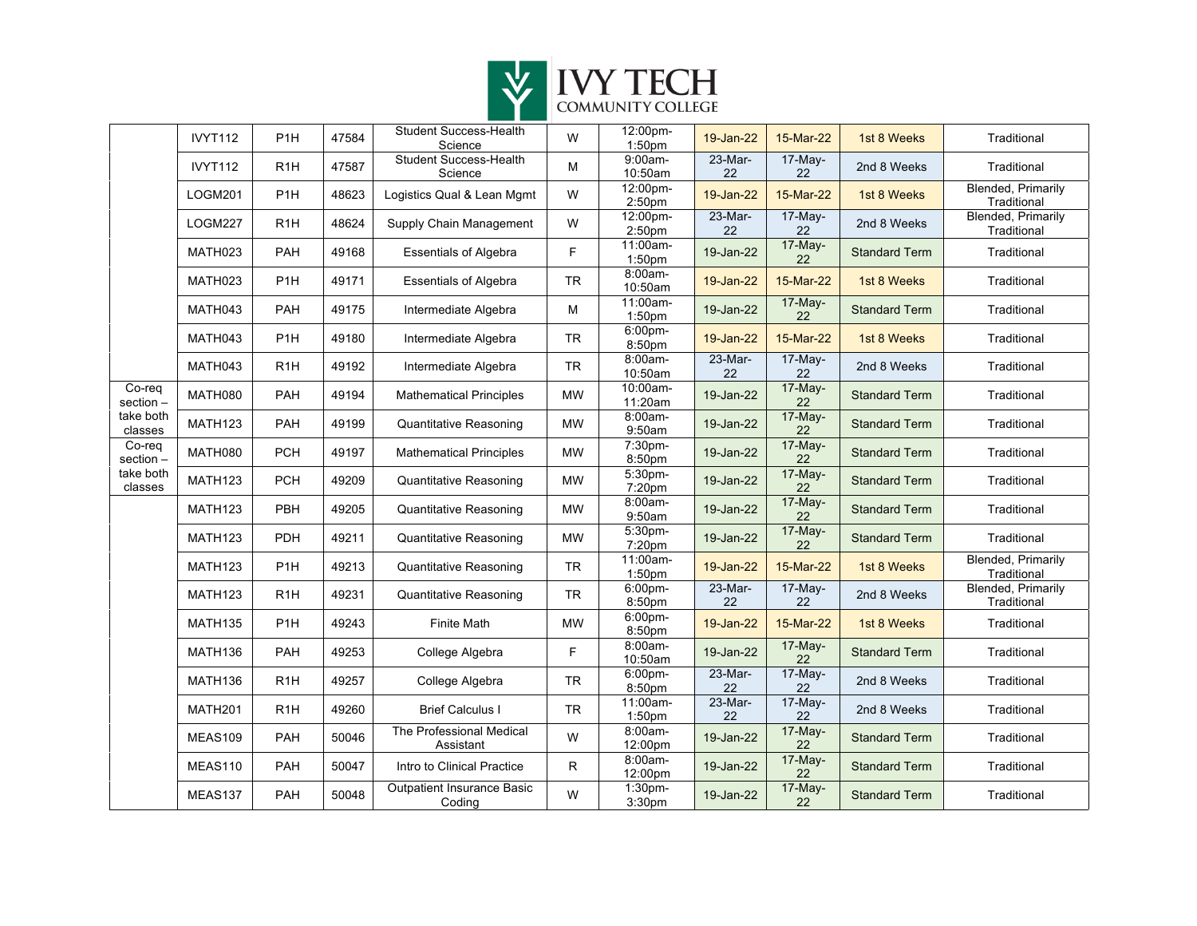| | | | | | | | | | | |
|---|---|---|---|---|---|---|---|---|---|---|
| | IVYT112 | P1H | 47584 | Student Success-Health Science | W | 12:00pm-1:50pm | 19-Jan-22 | 15-Mar-22 | 1st 8 Weeks | Traditional |
| | IVYT112 | R1H | 47587 | Student Success-Health Science | M | 9:00am-10:50am | 23-Mar-22 | 17-May-22 | 2nd 8 Weeks | Traditional |
| | LOGM201 | P1H | 48623 | Logistics Qual & Lean Mgmt | W | 12:00pm-2:50pm | 19-Jan-22 | 15-Mar-22 | 1st 8 Weeks | Blended, Primarily Traditional |
| | LOGM227 | R1H | 48624 | Supply Chain Management | W | 12:00pm-2:50pm | 23-Mar-22 | 17-May-22 | 2nd 8 Weeks | Blended, Primarily Traditional |
| | MATH023 | PAH | 49168 | Essentials of Algebra | F | 11:00am-1:50pm | 19-Jan-22 | 17-May-22 | Standard Term | Traditional |
| | MATH023 | P1H | 49171 | Essentials of Algebra | TR | 8:00am-10:50am | 19-Jan-22 | 15-Mar-22 | 1st 8 Weeks | Traditional |
| | MATH043 | PAH | 49175 | Intermediate Algebra | M | 11:00am-1:50pm | 19-Jan-22 | 17-May-22 | Standard Term | Traditional |
| | MATH043 | P1H | 49180 | Intermediate Algebra | TR | 6:00pm-8:50pm | 19-Jan-22 | 15-Mar-22 | 1st 8 Weeks | Traditional |
| | MATH043 | R1H | 49192 | Intermediate Algebra | TR | 8:00am-10:50am | 23-Mar-22 | 17-May-22 | 2nd 8 Weeks | Traditional |
| Co-req section – take both classes | MATH080 | PAH | 49194 | Mathematical Principles | MW | 10:00am-11:20am | 19-Jan-22 | 17-May-22 | Standard Term | Traditional |
| | MATH123 | PAH | 49199 | Quantitative Reasoning | MW | 8:00am-9:50am | 19-Jan-22 | 17-May-22 | Standard Term | Traditional |
| Co-req section – take both classes | MATH080 | PCH | 49197 | Mathematical Principles | MW | 7:30pm-8:50pm | 19-Jan-22 | 17-May-22 | Standard Term | Traditional |
| | MATH123 | PCH | 49209 | Quantitative Reasoning | MW | 5:30pm-7:20pm | 19-Jan-22 | 17-May-22 | Standard Term | Traditional |
| | MATH123 | PBH | 49205 | Quantitative Reasoning | MW | 8:00am-9:50am | 19-Jan-22 | 17-May-22 | Standard Term | Traditional |
| | MATH123 | PDH | 49211 | Quantitative Reasoning | MW | 5:30pm-7:20pm | 19-Jan-22 | 17-May-22 | Standard Term | Traditional |
| | MATH123 | P1H | 49213 | Quantitative Reasoning | TR | 11:00am-1:50pm | 19-Jan-22 | 15-Mar-22 | 1st 8 Weeks | Blended, Primarily Traditional |
| | MATH123 | R1H | 49231 | Quantitative Reasoning | TR | 6:00pm-8:50pm | 23-Mar-22 | 17-May-22 | 2nd 8 Weeks | Blended, Primarily Traditional |
| | MATH135 | P1H | 49243 | Finite Math | MW | 6:00pm-8:50pm | 19-Jan-22 | 15-Mar-22 | 1st 8 Weeks | Traditional |
| | MATH136 | PAH | 49253 | College Algebra | F | 8:00am-10:50am | 19-Jan-22 | 17-May-22 | Standard Term | Traditional |
| | MATH136 | R1H | 49257 | College Algebra | TR | 6:00pm-8:50pm | 23-Mar-22 | 17-May-22 | 2nd 8 Weeks | Traditional |
| | MATH201 | R1H | 49260 | Brief Calculus I | TR | 11:00am-1:50pm | 23-Mar-22 | 17-May-22 | 2nd 8 Weeks | Traditional |
| | MEAS109 | PAH | 50046 | The Professional Medical Assistant | W | 8:00am-12:00pm | 19-Jan-22 | 17-May-22 | Standard Term | Traditional |
| | MEAS110 | PAH | 50047 | Intro to Clinical Practice | R | 8:00am-12:00pm | 19-Jan-22 | 17-May-22 | Standard Term | Traditional |
| | MEAS137 | PAH | 50048 | Outpatient Insurance Basic Coding | W | 1:30pm-3:30pm | 19-Jan-22 | 17-May-22 | Standard Term | Traditional |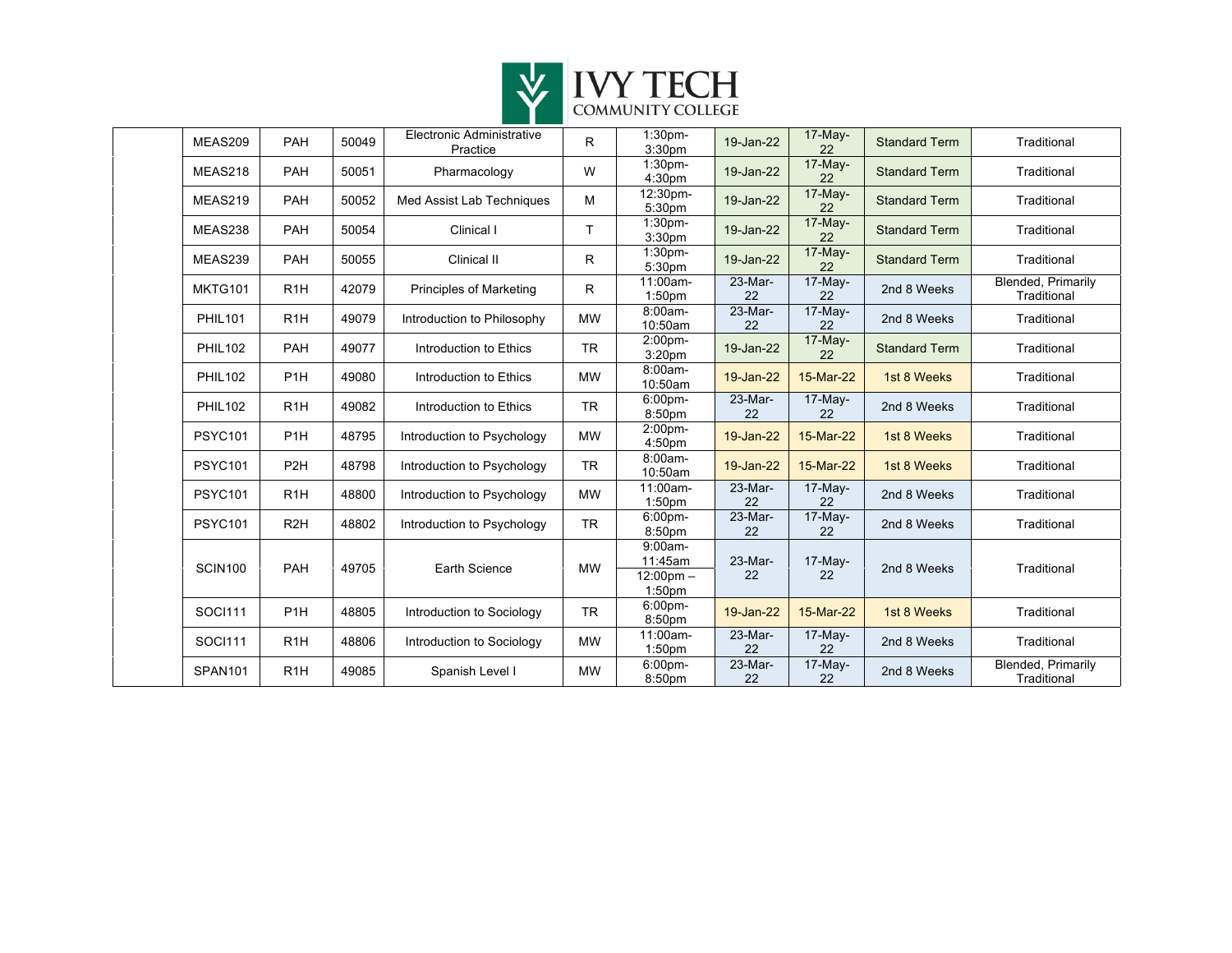| | | | | | | | | | | |
|---|---|---|---|---|---|---|---|---|---|---|
| | MEAS209 | PAH | 50049 | Electronic Administrative Practice | R | 1:30pm-3:30pm | 19-Jan-22 | 17-May-22 | Standard Term | Traditional |
| | MEAS218 | PAH | 50051 | Pharmacology | W | 1:30pm-4:30pm | 19-Jan-22 | 17-May-22 | Standard Term | Traditional |
| | MEAS219 | PAH | 50052 | Med Assist Lab Techniques | M | 12:30pm-5:30pm | 19-Jan-22 | 17-May-22 | Standard Term | Traditional |
| | MEAS238 | PAH | 50054 | Clinical I | T | 1:30pm-3:30pm | 19-Jan-22 | 17-May-22 | Standard Term | Traditional |
| | MEAS239 | PAH | 50055 | Clinical II | R | 1:30pm-5:30pm | 19-Jan-22 | 17-May-22 | Standard Term | Traditional |
| | MKTG101 | R1H | 42079 | Principles of Marketing | R | 11:00am-1:50pm | 23-Mar-22 | 17-May-22 | 2nd 8 Weeks | Blended, Primarily Traditional |
| | PHIL101 | R1H | 49079 | Introduction to Philosophy | MW | 8:00am-10:50am | 23-Mar-22 | 17-May-22 | 2nd 8 Weeks | Traditional |
| | PHIL102 | PAH | 49077 | Introduction to Ethics | TR | 2:00pm-3:20pm | 19-Jan-22 | 17-May-22 | Standard Term | Traditional |
| | PHIL102 | P1H | 49080 | Introduction to Ethics | MW | 8:00am-10:50am | 19-Jan-22 | 15-Mar-22 | 1st 8 Weeks | Traditional |
| | PHIL102 | R1H | 49082 | Introduction to Ethics | TR | 6:00pm-8:50pm | 23-Mar-22 | 17-May-22 | 2nd 8 Weeks | Traditional |
| | PSYC101 | P1H | 48795 | Introduction to Psychology | MW | 2:00pm-4:50pm | 19-Jan-22 | 15-Mar-22 | 1st 8 Weeks | Traditional |
| | PSYC101 | P2H | 48798 | Introduction to Psychology | TR | 8:00am-10:50am | 19-Jan-22 | 15-Mar-22 | 1st 8 Weeks | Traditional |
| | PSYC101 | R1H | 48800 | Introduction to Psychology | MW | 11:00am-1:50pm | 23-Mar-22 | 17-May-22 | 2nd 8 Weeks | Traditional |
| | PSYC101 | R2H | 48802 | Introduction to Psychology | TR | 6:00pm-8:50pm | 23-Mar-22 | 17-May-22 | 2nd 8 Weeks | Traditional |
| | SCIN100 | PAH | 49705 | Earth Science | MW | 9:00am-11:45am<br>12:00pm – 1:50pm | 23-Mar-22 | 17-May-22 | 2nd 8 Weeks | Traditional |
| | SOCI111 | P1H | 48805 | Introduction to Sociology | TR | 6:00pm-8:50pm | 19-Jan-22 | 15-Mar-22 | 1st 8 Weeks | Traditional |
| | SOCI111 | R1H | 48806 | Introduction to Sociology | MW | 11:00am-1:50pm | 23-Mar-22 | 17-May-22 | 2nd 8 Weeks | Traditional |
| | SPAN101 | R1H | 49085 | Spanish Level I | MW | 6:00pm-8:50pm | 23-Mar-22 | 17-May-22 | 2nd 8 Weeks | Blended, Primarily Traditional |